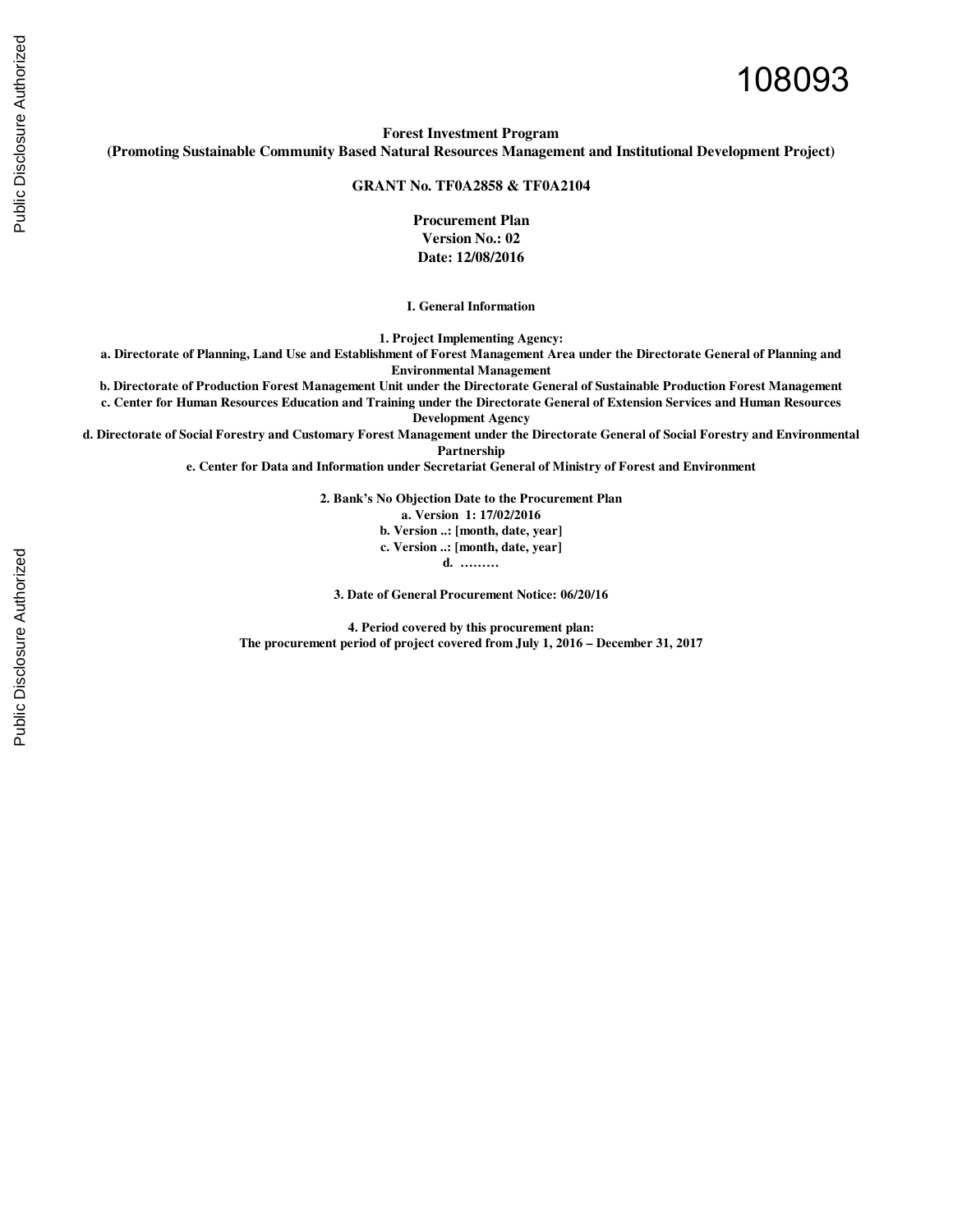108093

**Forest Investment Program**
**(Promoting Sustainable Community Based Natural Resources Management and Institutional Development Project)**

**GRANT No. TF0A2858 & TF0A2104**

**Procurement Plan**
**Version No.: 02**
**Date: 12/08/2016**

## I. General Information

**1. Project Implementing Agency:**

**a. Directorate of Planning, Land Use and Establishment of Forest Management Area under the Directorate General of Planning and Environmental Management**

**b. Directorate of Production Forest Management Unit under the Directorate General of Sustainable Production Forest Management**

**c. Center for Human Resources Education and Training under the Directorate General of Extension Services and Human Resources Development Agency**

**d. Directorate of Social Forestry and Customary Forest Management under the Directorate General of Social Forestry and Environmental Partnership**

**e. Center for Data and Information under Secretariat General of Ministry of Forest and Environment**

**2. Bank's No Objection Date to the Procurement Plan**

**a. Version 1: 17/02/2016**

**b. Version ..: [month, date, year]**

**c. Version ..: [month, date, year]**

**d. ………**

**3. Date of General Procurement Notice: 06/20/16**

**4. Period covered by this procurement plan:**
**The procurement period of project covered from July 1, 2016 – December 31, 2017**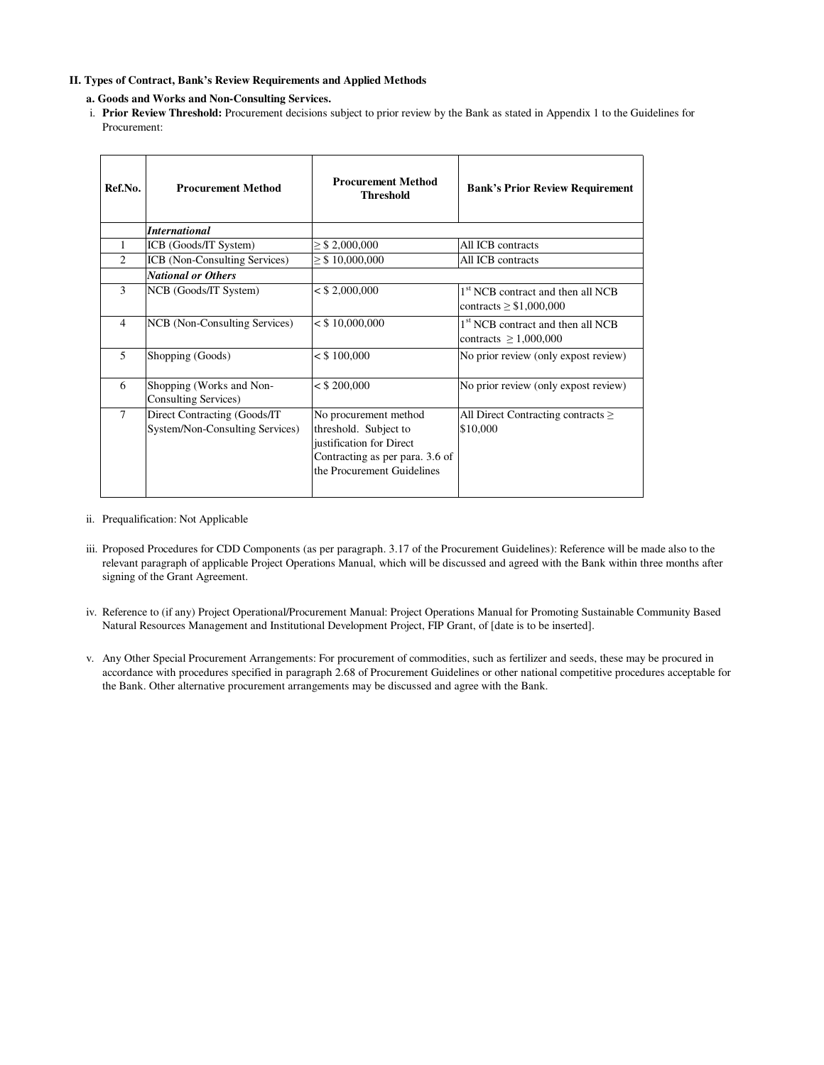## II. Types of Contract, Bank's Review Requirements and Applied Methods

### a. Goods and Works and Non-Consulting Services.

i. **Prior Review Threshold:** Procurement decisions subject to prior review by the Bank as stated in Appendix 1 to the Guidelines for Procurement:

| Ref.No. | Procurement Method | Procurement Method Threshold | Bank's Prior Review Requirement |
|---|---|---|---|
| | ***International*** | | |
| 1 | ICB (Goods/IT System) | ≥ $ 2,000,000 | All ICB contracts |
| 2 | ICB (Non-Consulting Services) | ≥ $ 10,000,000 | All ICB contracts |
| | ***National or Others*** | | |
| 3 | NCB (Goods/IT System) | < $ 2,000,000 | 1st NCB contract and then all NCB contracts ≥ $1,000,000 |
| 4 | NCB (Non-Consulting Services) | < $ 10,000,000 | 1st NCB contract and then all NCB contracts ≥ 1,000,000 |
| 5 | Shopping (Goods) | < $ 100,000 | No prior review (only expost review) |
| 6 | Shopping (Works and Non-Consulting Services) | < $ 200,000 | No prior review (only expost review) |
| 7 | Direct Contracting (Goods/IT System/Non-Consulting Services) | No procurement method threshold. Subject to justification for Direct Contracting as per para. 3.6 of the Procurement Guidelines | All Direct Contracting contracts ≥ $10,000 |

ii. Prequalification: Not Applicable

iii. Proposed Procedures for CDD Components (as per paragraph. 3.17 of the Procurement Guidelines): Reference will be made also to the relevant paragraph of applicable Project Operations Manual, which will be discussed and agreed with the Bank within three months after signing of the Grant Agreement.

iv. Reference to (if any) Project Operational/Procurement Manual: Project Operations Manual for Promoting Sustainable Community Based Natural Resources Management and Institutional Development Project, FIP Grant, of [date is to be inserted].

v. Any Other Special Procurement Arrangements: For procurement of commodities, such as fertilizer and seeds, these may be procured in accordance with procedures specified in paragraph 2.68 of Procurement Guidelines or other national competitive procedures acceptable for the Bank. Other alternative procurement arrangements may be discussed and agree with the Bank.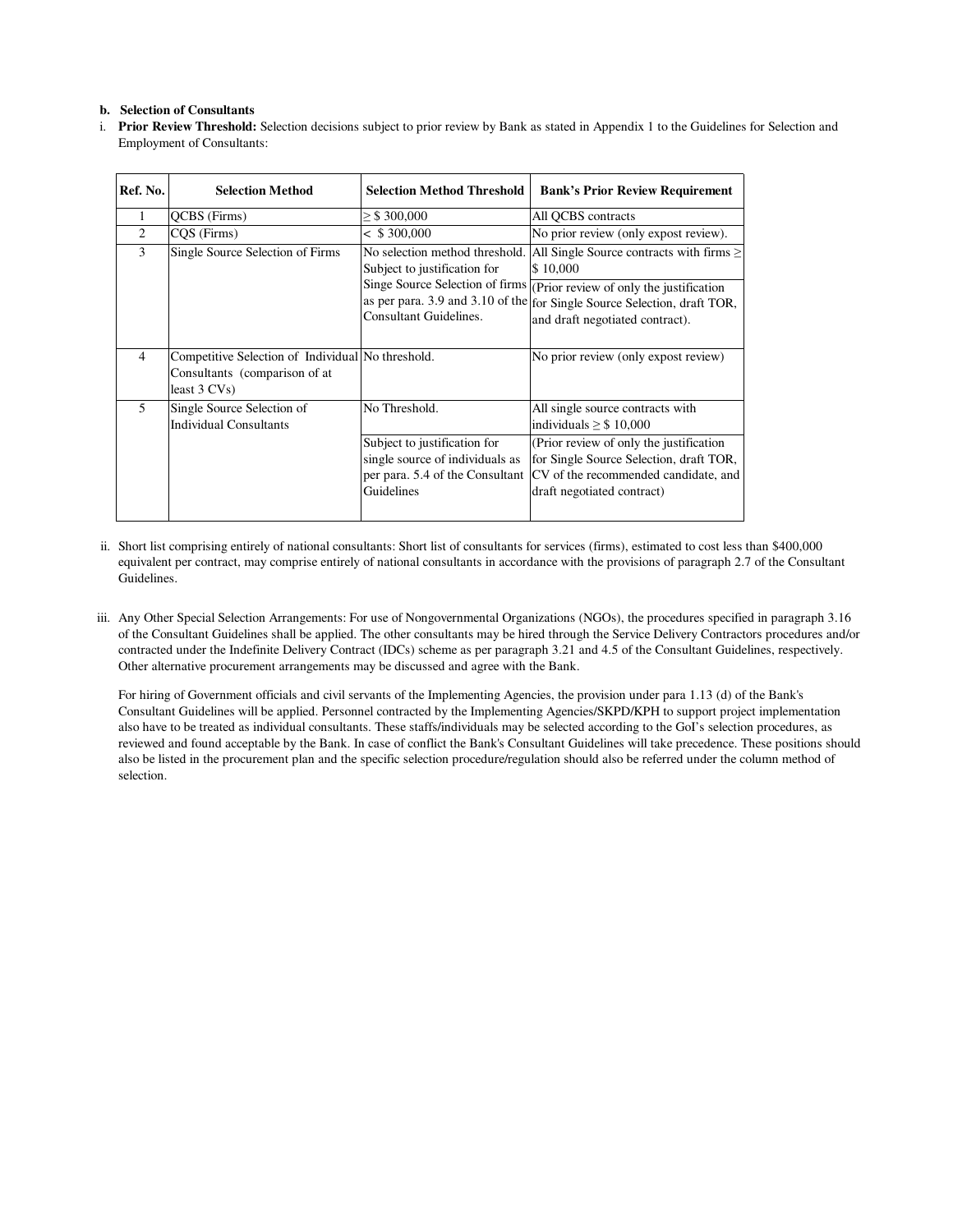**b. Selection of Consultants**

i. **Prior Review Threshold:** Selection decisions subject to prior review by Bank as stated in Appendix 1 to the Guidelines for Selection and Employment of Consultants:

| Ref. No. | Selection Method | Selection Method Threshold | Bank's Prior Review Requirement |
|---|---|---|---|
| 1 | QCBS (Firms) | ≥ $ 300,000 | All QCBS contracts |
| 2 | CQS (Firms) | < $ 300,000 | No prior review (only expost review). |
| 3 | Single Source Selection of Firms | No selection method threshold. Subject to justification for Singe Source Selection of firms as per para. 3.9 and 3.10 of the Consultant Guidelines. | All Single Source contracts with firms ≥ $ 10,000 (Prior review of only the justification for Single Source Selection, draft TOR, and draft negotiated contract). |
| 4 | Competitive Selection of Individual Consultants (comparison of at least 3 CVs) | No threshold. | No prior review (only expost review) |
| 5 | Single Source Selection of Individual Consultants | No Threshold. Subject to justification for single source of individuals as per para. 5.4 of the Consultant Guidelines | All single source contracts with individuals ≥ $ 10,000 (Prior review of only the justification for Single Source Selection, draft TOR, CV of the recommended candidate, and draft negotiated contract) |

ii. Short list comprising entirely of national consultants: Short list of consultants for services (firms), estimated to cost less than $400,000 equivalent per contract, may comprise entirely of national consultants in accordance with the provisions of paragraph 2.7 of the Consultant Guidelines.

iii. Any Other Special Selection Arrangements: For use of Nongovernmental Organizations (NGOs), the procedures specified in paragraph 3.16 of the Consultant Guidelines shall be applied. The other consultants may be hired through the Service Delivery Contractors procedures and/or contracted under the Indefinite Delivery Contract (IDCs) scheme as per paragraph 3.21 and 4.5 of the Consultant Guidelines, respectively. Other alternative procurement arrangements may be discussed and agree with the Bank.

For hiring of Government officials and civil servants of the Implementing Agencies, the provision under para 1.13 (d) of the Bank's Consultant Guidelines will be applied. Personnel contracted by the Implementing Agencies/SKPD/KPH to support project implementation also have to be treated as individual consultants. These staffs/individuals may be selected according to the GoI's selection procedures, as reviewed and found acceptable by the Bank. In case of conflict the Bank's Consultant Guidelines will take precedence. These positions should also be listed in the procurement plan and the specific selection procedure/regulation should also be referred under the column method of selection.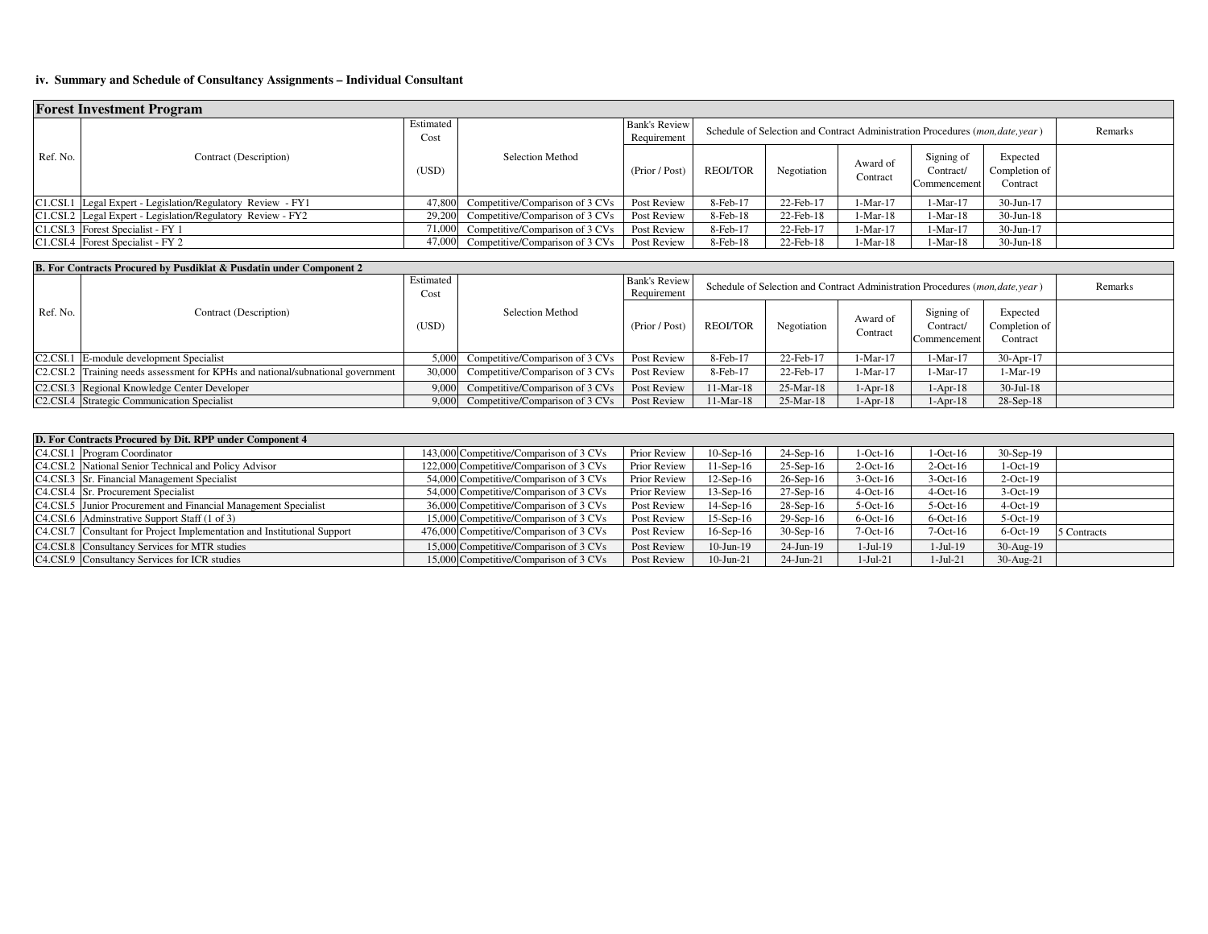### iv. Summary and Schedule of Consultancy Assignments – Individual Consultant

**Forest Investment Program**

| Ref. No. | Contract (Description) | Estimated Cost (USD) | Selection Method | Bank's Review Requirement (Prior / Post) | Schedule of Selection and Contract Administration Procedures (*mon,date,year*) | | | | | Remarks |
|---|---|---|---|---|---|---|---|---|---|---|
| | | | | | REOI/TOR | Negotiation | Award of Contract | Signing of Contract/ Commencement | Expected Completion of Contract | |
| C1.CSI.1 | Legal Expert - Legislation/Regulatory Review - FY1 | 47,800 | Competitive/Comparison of 3 CVs | Post Review | 8-Feb-17 | 22-Feb-17 | 1-Mar-17 | 1-Mar-17 | 30-Jun-17 | |
| C1.CSI.2 | Legal Expert - Legislation/Regulatory Review - FY2 | 29,200 | Competitive/Comparison of 3 CVs | Post Review | 8-Feb-18 | 22-Feb-18 | 1-Mar-18 | 1-Mar-18 | 30-Jun-18 | |
| C1.CSI.3 | Forest Specialist - FY 1 | 71,000 | Competitive/Comparison of 3 CVs | Post Review | 8-Feb-17 | 22-Feb-17 | 1-Mar-17 | 1-Mar-17 | 30-Jun-17 | |
| C1.CSI.4 | Forest Specialist - FY 2 | 47,000 | Competitive/Comparison of 3 CVs | Post Review | 8-Feb-18 | 22-Feb-18 | 1-Mar-18 | 1-Mar-18 | 30-Jun-18 | |

**B. For Contracts Procured by Pusdiklat & Pusdatin under Component 2**

| Ref. No. | Contract (Description) | Estimated Cost (USD) | Selection Method | Bank's Review Requirement (Prior / Post) | Schedule of Selection and Contract Administration Procedures (*mon,date,year*) | | | | | Remarks |
|---|---|---|---|---|---|---|---|---|---|---|
| | | | | | REOI/TOR | Negotiation | Award of Contract | Signing of Contract/ Commencement | Expected Completion of Contract | |
| C2.CSI.1 | E-module development Specialist | 5,000 | Competitive/Comparison of 3 CVs | Post Review | 8-Feb-17 | 22-Feb-17 | 1-Mar-17 | 1-Mar-17 | 30-Apr-17 | |
| C2.CSI.2 | Training needs assessment for KPHs and national/subnational government | 30,000 | Competitive/Comparison of 3 CVs | Post Review | 8-Feb-17 | 22-Feb-17 | 1-Mar-17 | 1-Mar-17 | 1-Mar-19 | |
| C2.CSI.3 | Regional Knowledge Center Developer | 9,000 | Competitive/Comparison of 3 CVs | Post Review | 11-Mar-18 | 25-Mar-18 | 1-Apr-18 | 1-Apr-18 | 30-Jul-18 | |
| C2.CSI.4 | Strategic Communication Specialist | 9,000 | Competitive/Comparison of 3 CVs | Post Review | 11-Mar-18 | 25-Mar-18 | 1-Apr-18 | 1-Apr-18 | 28-Sep-18 | |

**D. For Contracts Procured by Dit. RPP under Component 4**

| Ref. No. | Contract (Description) | Estimated Cost (USD) | Selection Method | Bank's Review Requirement (Prior / Post) | REOI/TOR | Negotiation | Award of Contract | Signing of Contract/ Commencement | Expected Completion of Contract | Remarks |
|---|---|---|---|---|---|---|---|---|---|---|
| C4.CSI.1 | Program Coordinator | 143,000 | Competitive/Comparison of 3 CVs | Prior Review | 10-Sep-16 | 24-Sep-16 | 1-Oct-16 | 1-Oct-16 | 30-Sep-19 | |
| C4.CSI.2 | National Senior Technical and Policy Advisor | 122,000 | Competitive/Comparison of 3 CVs | Prior Review | 11-Sep-16 | 25-Sep-16 | 2-Oct-16 | 2-Oct-16 | 1-Oct-19 | |
| C4.CSI.3 | Sr. Financial Management Specialist | 54,000 | Competitive/Comparison of 3 CVs | Prior Review | 12-Sep-16 | 26-Sep-16 | 3-Oct-16 | 3-Oct-16 | 2-Oct-19 | |
| C4.CSI.4 | Sr. Procurement Specialist | 54,000 | Competitive/Comparison of 3 CVs | Prior Review | 13-Sep-16 | 27-Sep-16 | 4-Oct-16 | 4-Oct-16 | 3-Oct-19 | |
| C4.CSI.5 | Junior Procurement and Financial Management Specialist | 36,000 | Competitive/Comparison of 3 CVs | Post Review | 14-Sep-16 | 28-Sep-16 | 5-Oct-16 | 5-Oct-16 | 4-Oct-19 | |
| C4.CSI.6 | Adminstrative Support Staff (1 of 3) | 15,000 | Competitive/Comparison of 3 CVs | Post Review | 15-Sep-16 | 29-Sep-16 | 6-Oct-16 | 6-Oct-16 | 5-Oct-19 | |
| C4.CSI.7 | Consultant for Project Implementation and Institutional Support | 476,000 | Competitive/Comparison of 3 CVs | Post Review | 16-Sep-16 | 30-Sep-16 | 7-Oct-16 | 7-Oct-16 | 6-Oct-19 | 5 Contracts |
| C4.CSI.8 | Consultancy Services for MTR studies | 15,000 | Competitive/Comparison of 3 CVs | Post Review | 10-Jun-19 | 24-Jun-19 | 1-Jul-19 | 1-Jul-19 | 30-Aug-19 | |
| C4.CSI.9 | Consultancy Services for ICR studies | 15,000 | Competitive/Comparison of 3 CVs | Post Review | 10-Jun-21 | 24-Jun-21 | 1-Jul-21 | 1-Jul-21 | 30-Aug-21 | |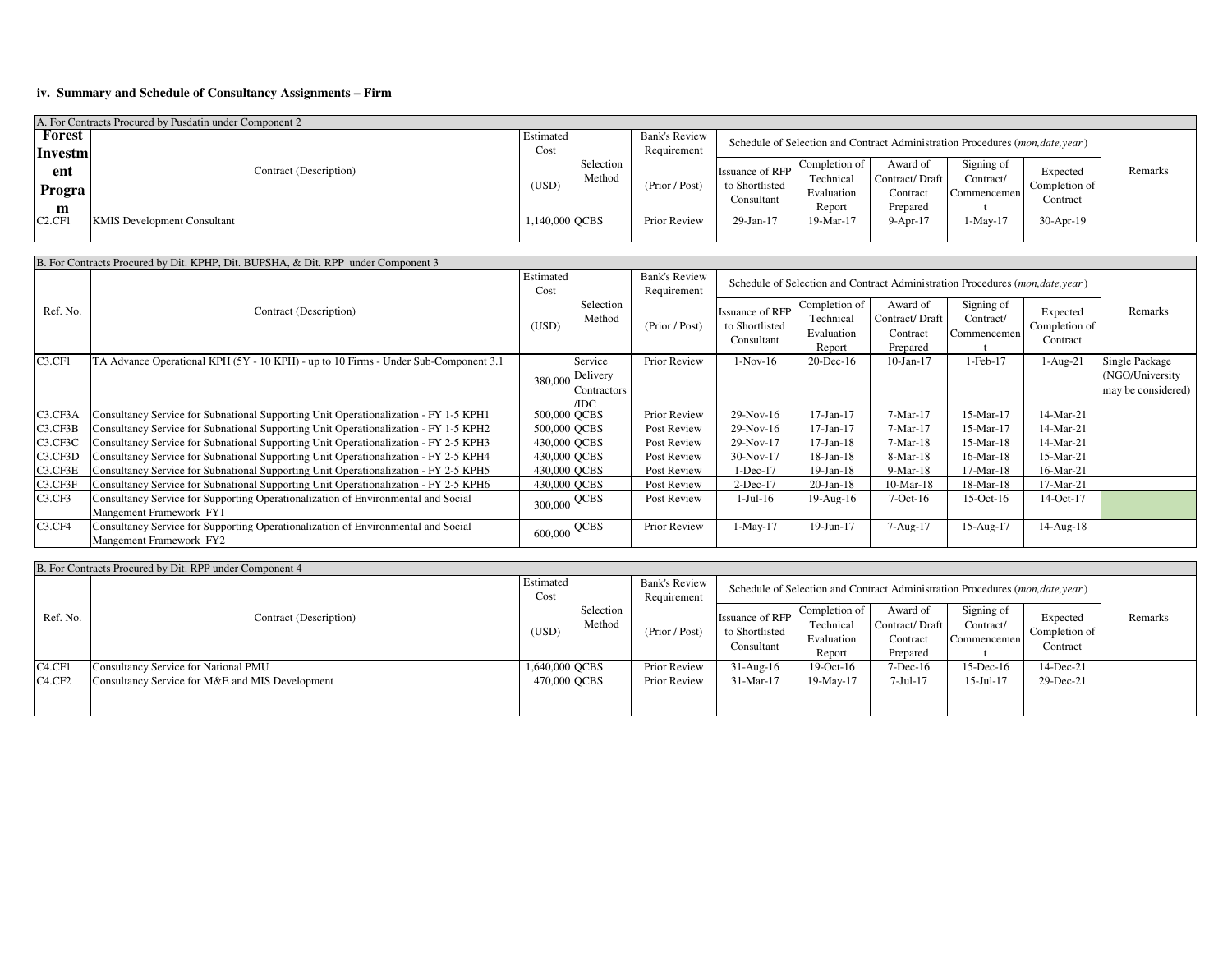**iv. Summary and Schedule of Consultancy Assignments – Firm**

| A. For Contracts Procured by Pusdatin under Component 2 | | | | | | | | | | | |
|---|---|---|---|---|---|---|---|---|---|---|---|
| **Forest Investment Program** | Contract (Description) | Estimated Cost (USD) | Selection Method | Bank's Review Requirement (Prior / Post) | Schedule of Selection and Contract Administration Procedures (*mon,date,year*) | | | | | | Remarks |
| | | | | | Issuance of RFP to Shortlisted Consultant | Completion of Technical Evaluation Report | Award of Contract/ Draft Contract Prepared | Signing of Contract/ Commencement | Expected Completion of Contract | | |
| C2.CF1 | KMIS Development Consultant | 1,140,000 | QCBS | Prior Review | 29-Jan-17 | 19-Mar-17 | 9-Apr-17 | 1-May-17 | 30-Apr-19 | | |

| B. For Contracts Procured by Dit. KPHP, Dit. BUPSHA, & Dit. RPP under Component 3 | | | | | | | | | | |
|---|---|---|---|---|---|---|---|---|---|---|
| Ref. No. | Contract (Description) | Estimated Cost (USD) | Selection Method | Bank's Review Requirement (Prior / Post) | Schedule of Selection and Contract Administration Procedures (*mon,date,year*) | | | | | Remarks |
| | | | | | Issuance of RFP to Shortlisted Consultant | Completion of Technical Evaluation Report | Award of Contract/ Draft Contract Prepared | Signing of Contract/ Commencement | Expected Completion of Contract | |
| C3.CF1 | TA Advance Operational KPH (5Y - 10 KPH) - up to 10 Firms - Under Sub-Component 3.1 | 380,000 | Service Delivery Contractors /IDC | Prior Review | 1-Nov-16 | 20-Dec-16 | 10-Jan-17 | 1-Feb-17 | 1-Aug-21 | Single Package (NGO/University may be considered) |
| C3.CF3A | Consultancy Service for Subnational Supporting Unit Operationalization - FY 1-5 KPH1 | 500,000 | QCBS | Prior Review | 29-Nov-16 | 17-Jan-17 | 7-Mar-17 | 15-Mar-17 | 14-Mar-21 | |
| C3.CF3B | Consultancy Service for Subnational Supporting Unit Operationalization - FY 1-5 KPH2 | 500,000 | QCBS | Post Review | 29-Nov-16 | 17-Jan-17 | 7-Mar-17 | 15-Mar-17 | 14-Mar-21 | |
| C3.CF3C | Consultancy Service for Subnational Supporting Unit Operationalization - FY 2-5 KPH3 | 430,000 | QCBS | Post Review | 29-Nov-17 | 17-Jan-18 | 7-Mar-18 | 15-Mar-18 | 14-Mar-21 | |
| C3.CF3D | Consultancy Service for Subnational Supporting Unit Operationalization - FY 2-5 KPH4 | 430,000 | QCBS | Post Review | 30-Nov-17 | 18-Jan-18 | 8-Mar-18 | 16-Mar-18 | 15-Mar-21 | |
| C3.CF3E | Consultancy Service for Subnational Supporting Unit Operationalization - FY 2-5 KPH5 | 430,000 | QCBS | Post Review | 1-Dec-17 | 19-Jan-18 | 9-Mar-18 | 17-Mar-18 | 16-Mar-21 | |
| C3.CF3F | Consultancy Service for Subnational Supporting Unit Operationalization - FY 2-5 KPH6 | 430,000 | QCBS | Post Review | 2-Dec-17 | 20-Jan-18 | 10-Mar-18 | 18-Mar-18 | 17-Mar-21 | |
| C3.CF3 | Consultancy Service for Supporting Operationalization of Environmental and Social Mangement Framework FY1 | 300,000 | QCBS | Post Review | 1-Jul-16 | 19-Aug-16 | 7-Oct-16 | 15-Oct-16 | 14-Oct-17 | |
| C3.CF4 | Consultancy Service for Supporting Operationalization of Environmental and Social Mangement Framework FY2 | 600,000 | QCBS | Prior Review | 1-May-17 | 19-Jun-17 | 7-Aug-17 | 15-Aug-17 | 14-Aug-18 | |

| B. For Contracts Procured by Dit. RPP under Component 4 | | | | | | | | | | |
|---|---|---|---|---|---|---|---|---|---|---|
| Ref. No. | Contract (Description) | Estimated Cost (USD) | Selection Method | Bank's Review Requirement (Prior / Post) | Schedule of Selection and Contract Administration Procedures (*mon,date,year*) | | | | | Remarks |
| | | | | | Issuance of RFP to Shortlisted Consultant | Completion of Technical Evaluation Report | Award of Contract/ Draft Contract Prepared | Signing of Contract/ Commencement | Expected Completion of Contract | |
| C4.CF1 | Consultancy Service for National PMU | 1,640,000 | QCBS | Prior Review | 31-Aug-16 | 19-Oct-16 | 7-Dec-16 | 15-Dec-16 | 14-Dec-21 | |
| C4.CF2 | Consultancy Service for M&E and MIS Development | 470,000 | QCBS | Prior Review | 31-Mar-17 | 19-May-17 | 7-Jul-17 | 15-Jul-17 | 29-Dec-21 | |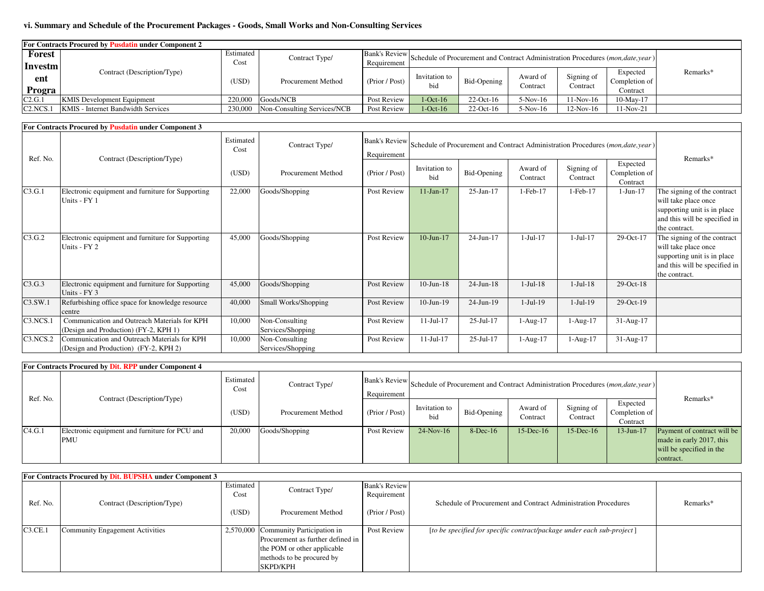### vi. Summary and Schedule of the Procurement Packages - Goods, Small Works and Non-Consulting Services

| For Contracts Procured by Pusdatin under Component 2 | | | | | | | | | | |
|---|---|---|---|---|---|---|---|---|---|---|
| Forest Investment Progra | Contract (Description/Type) | Estimated Cost (USD) | Contract Type/ Procurement Method | Bank's Review Requirement (Prior / Post) | Schedule of Procurement and Contract Administration Procedures (*mon,date,year*) | | | | | Remarks* |
| | | | | | Invitation to bid | Bid-Opening | Award of Contract | Signing of Contract | Expected Completion of Contract | |
| C2.G.1 | KMIS Development Equipment | 220,000 | Goods/NCB | Post Review | 1-Oct-16 | 22-Oct-16 | 5-Nov-16 | 11-Nov-16 | 10-May-17 | |
| C2.NCS.1 | KMIS - Internet Bandwidth Services | 230,000 | Non-Consulting Services/NCB | Post Review | 1-Oct-16 | 22-Oct-16 | 5-Nov-16 | 12-Nov-16 | 11-Nov-21 | |

| For Contracts Procured by Pusdatin under Component 3 | | | | | | | | | | |
|---|---|---|---|---|---|---|---|---|---|---|
| Ref. No. | Contract (Description/Type) | Estimated Cost (USD) | Contract Type/ Procurement Method | Bank's Review Requirement (Prior / Post) | Schedule of Procurement and Contract Administration Procedures (*mon,date,year*) | | | | | Remarks* |
| | | | | | Invitation to bid | Bid-Opening | Award of Contract | Signing of Contract | Expected Completion of Contract | |
| C3.G.1 | Electronic equipment and furniture for Supporting Units - FY 1 | 22,000 | Goods/Shopping | Post Review | 11-Jan-17 | 25-Jan-17 | 1-Feb-17 | 1-Feb-17 | 1-Jun-17 | The signing of the contract will take place once supporting unit is in place and this will be specified in the contract. |
| C3.G.2 | Electronic equipment and furniture for Supporting Units - FY 2 | 45,000 | Goods/Shopping | Post Review | 10-Jun-17 | 24-Jun-17 | 1-Jul-17 | 1-Jul-17 | 29-Oct-17 | The signing of the contract will take place once supporting unit is in place and this will be specified in the contract. |
| C3.G.3 | Electronic equipment and furniture for Supporting Units - FY 3 | 45,000 | Goods/Shopping | Post Review | 10-Jun-18 | 24-Jun-18 | 1-Jul-18 | 1-Jul-18 | 29-Oct-18 | |
| C3.SW.1 | Refurbishing office space for knowledge resource centre | 40,000 | Small Works/Shopping | Post Review | 10-Jun-19 | 24-Jun-19 | 1-Jul-19 | 1-Jul-19 | 29-Oct-19 | |
| C3.NCS.1 | Communication and Outreach Materials for KPH (Design and Production) (FY-2, KPH 1) | 10,000 | Non-Consulting Services/Shopping | Post Review | 11-Jul-17 | 25-Jul-17 | 1-Aug-17 | 1-Aug-17 | 31-Aug-17 | |
| C3.NCS.2 | Communication and Outreach Materials for KPH (Design and Production) (FY-2, KPH 2) | 10,000 | Non-Consulting Services/Shopping | Post Review | 11-Jul-17 | 25-Jul-17 | 1-Aug-17 | 1-Aug-17 | 31-Aug-17 | |

| For Contracts Procured by Dit. RPP under Component 4 | | | | | | | | | | |
|---|---|---|---|---|---|---|---|---|---|---|
| Ref. No. | Contract (Description/Type) | Estimated Cost (USD) | Contract Type/ Procurement Method | Bank's Review Requirement (Prior / Post) | Schedule of Procurement and Contract Administration Procedures (*mon,date,year*) | | | | | Remarks* |
| | | | | | Invitation to bid | Bid-Opening | Award of Contract | Signing of Contract | Expected Completion of Contract | |
| C4.G.1 | Electronic equipment and furniture for PCU and PMU | 20,000 | Goods/Shopping | Post Review | 24-Nov-16 | 8-Dec-16 | 15-Dec-16 | 15-Dec-16 | 13-Jun-17 | Payment of contract will be made in early 2017, this will be specified in the contract. |

| For Contracts Procured by Dit. BUPSHA under Component 3 | | | | | | |
|---|---|---|---|---|---|---|
| Ref. No. | Contract (Description/Type) | Estimated Cost (USD) | Contract Type/ Procurement Method | Bank's Review Requirement (Prior / Post) | Schedule of Procurement and Contract Administration Procedures | Remarks* |
| C3.CE.1 | Community Engagement Activities | 2,570,000 | Community Participation in Procurement as further defined in the POM or other applicable methods to be procured by SKPD/KPH | Post Review | [*to be specified for specific contract/package under each sub-project*] | |